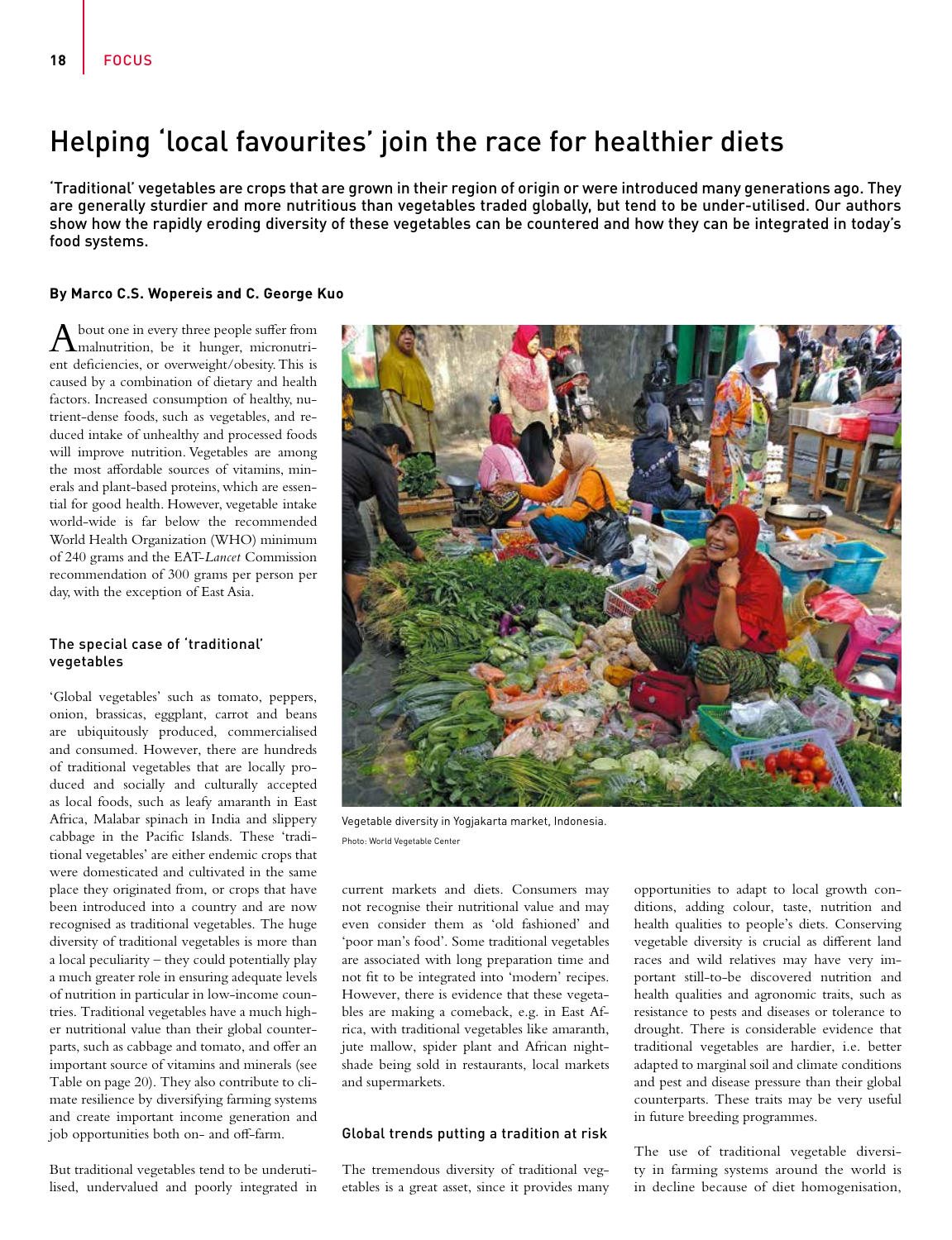# Helping 'local favourites' join the race for healthier diets

**'Traditional' vegetables are crops that are grown in their region of origin or were introduced many generations ago. They are generally sturdier and more nutritious than vegetables traded globally, but tend to be under-utilised. Our authors show how the rapidly eroding diversity of these vegetables can be countered and how they can be integrated in today's food systems.**

**By Marco C.S. Wopereis and C. George Kuo**

About one in every three people suffer from malnutrition, be it hunger, micronutrient deficiencies, or overweight/obesity. This is caused by a combination of dietary and health factors. Increased consumption of healthy, nutrient-dense foods, such as vegetables, and reduced intake of unhealthy and processed foods will improve nutrition. Vegetables are among the most affordable sources of vitamins, minerals and plant-based proteins, which are essential for good health. However, vegetable intake world-wide is far below the recommended World Health Organization (WHO) minimum of 240 grams and the EAT-*Lancet* Commission recommendation of 300 grams per person per day, with the exception of East Asia.

Vegetable diversity in Yogjakarta market, Indonesia.
Photo: World Vegetable Center

## The special case of 'traditional' vegetables

'Global vegetables' such as tomato, peppers, onion, brassicas, eggplant, carrot and beans are ubiquitously produced, commercialised and consumed. However, there are hundreds of traditional vegetables that are locally produced and socially and culturally accepted as local foods, such as leafy amaranth in East Africa, Malabar spinach in India and slippery cabbage in the Pacific Islands. These 'traditional vegetables' are either endemic crops that were domesticated and cultivated in the same place they originated from, or crops that have been introduced into a country and are now recognised as traditional vegetables. The huge diversity of traditional vegetables is more than a local peculiarity – they could potentially play a much greater role in ensuring adequate levels of nutrition in particular in low-income countries. Traditional vegetables have a much higher nutritional value than their global counterparts, such as cabbage and tomato, and offer an important source of vitamins and minerals (see Table on page 20). They also contribute to climate resilience by diversifying farming systems and create important income generation and job opportunities both on- and off-farm.

But traditional vegetables tend to be underutilised, undervalued and poorly integrated in current markets and diets. Consumers may not recognise their nutritional value and may even consider them as 'old fashioned' and 'poor man's food'. Some traditional vegetables are associated with long preparation time and not fit to be integrated into 'modern' recipes. However, there is evidence that these vegetables are making a comeback, e.g. in East Africa, with traditional vegetables like amaranth, jute mallow, spider plant and African nightshade being sold in restaurants, local markets and supermarkets.

## Global trends putting a tradition at risk

The tremendous diversity of traditional vegetables is a great asset, since it provides many opportunities to adapt to local growth conditions, adding colour, taste, nutrition and health qualities to people's diets. Conserving vegetable diversity is crucial as different land races and wild relatives may have very important still-to-be discovered nutrition and health qualities and agronomic traits, such as resistance to pests and diseases or tolerance to drought. There is considerable evidence that traditional vegetables are hardier, i.e. better adapted to marginal soil and climate conditions and pest and disease pressure than their global counterparts. These traits may be very useful in future breeding programmes.

The use of traditional vegetable diversity in farming systems around the world is in decline because of diet homogenisation,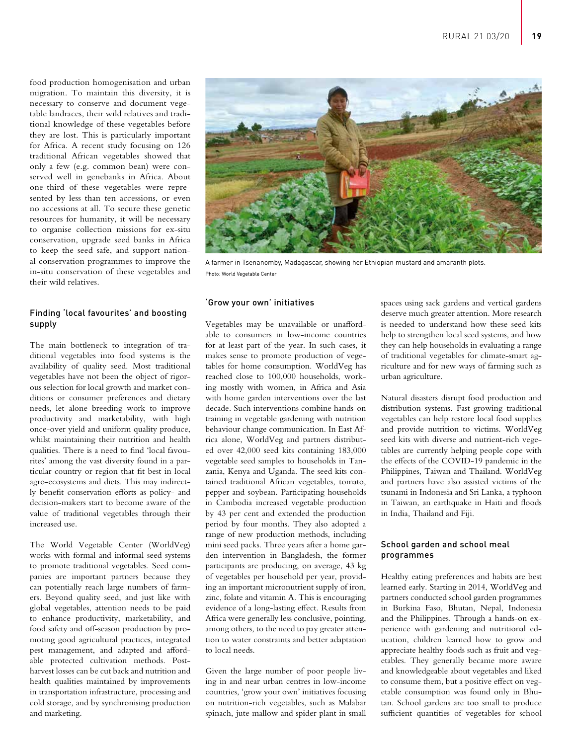food production homogenisation and urban migration. To maintain this diversity, it is necessary to conserve and document vegetable landraces, their wild relatives and traditional knowledge of these vegetables before they are lost. This is particularly important for Africa. A recent study focusing on 126 traditional African vegetables showed that only a few (e.g. common bean) were conserved well in genebanks in Africa. About one-third of these vegetables were represented by less than ten accessions, or even no accessions at all. To secure these genetic resources for humanity, it will be necessary to organise collection missions for ex-situ conservation, upgrade seed banks in Africa to keep the seed safe, and support national conservation programmes to improve the in-situ conservation of these vegetables and their wild relatives.

A farmer in Tsenanomby, Madagascar, showing her Ethiopian mustard and amaranth plots.
Photo: World Vegetable Center

## Finding 'local favourites' and boosting supply

The main bottleneck to integration of traditional vegetables into food systems is the availability of quality seed. Most traditional vegetables have not been the object of rigorous selection for local growth and market conditions or consumer preferences and dietary needs, let alone breeding work to improve productivity and marketability, with high once-over yield and uniform quality produce, whilst maintaining their nutrition and health qualities. There is a need to find 'local favourites' among the vast diversity found in a particular country or region that fit best in local agro-ecosystems and diets. This may indirectly benefit conservation efforts as policy- and decision-makers start to become aware of the value of traditional vegetables through their increased use.

The World Vegetable Center (WorldVeg) works with formal and informal seed systems to promote traditional vegetables. Seed companies are important partners because they can potentially reach large numbers of farmers. Beyond quality seed, and just like with global vegetables, attention needs to be paid to enhance productivity, marketability, and food safety and off-season production by promoting good agricultural practices, integrated pest management, and adapted and affordable protected cultivation methods. Post-harvest losses can be cut back and nutrition and health qualities maintained by improvements in transportation infrastructure, processing and cold storage, and by synchronising production and marketing.

## 'Grow your own' initiatives

Vegetables may be unavailable or unaffordable to consumers in low-income countries for at least part of the year. In such cases, it makes sense to promote production of vegetables for home consumption. WorldVeg has reached close to 100,000 households, working mostly with women, in Africa and Asia with home garden interventions over the last decade. Such interventions combine hands-on training in vegetable gardening with nutrition behaviour change communication. In East Africa alone, WorldVeg and partners distributed over 42,000 seed kits containing 183,000 vegetable seed samples to households in Tanzania, Kenya and Uganda. The seed kits contained traditional African vegetables, tomato, pepper and soybean. Participating households in Cambodia increased vegetable production by 43 per cent and extended the production period by four months. They also adopted a range of new production methods, including mini seed packs. Three years after a home garden intervention in Bangladesh, the former participants are producing, on average, 43 kg of vegetables per household per year, providing an important micronutrient supply of iron, zinc, folate and vitamin A. This is encouraging evidence of a long-lasting effect. Results from Africa were generally less conclusive, pointing, among others, to the need to pay greater attention to water constraints and better adaptation to local needs.

Given the large number of poor people living in and near urban centres in low-income countries, 'grow your own' initiatives focusing on nutrition-rich vegetables, such as Malabar spinach, jute mallow and spider plant in small spaces using sack gardens and vertical gardens deserve much greater attention. More research is needed to understand how these seed kits help to strengthen local seed systems, and how they can help households in evaluating a range of traditional vegetables for climate-smart agriculture and for new ways of farming such as urban agriculture.

Natural disasters disrupt food production and distribution systems. Fast-growing traditional vegetables can help restore local food supplies and provide nutrition to victims. WorldVeg seed kits with diverse and nutrient-rich vegetables are currently helping people cope with the effects of the COVID-19 pandemic in the Philippines, Taiwan and Thailand. WorldVeg and partners have also assisted victims of the tsunami in Indonesia and Sri Lanka, a typhoon in Taiwan, an earthquake in Haiti and floods in India, Thailand and Fiji.

## School garden and school meal programmes

Healthy eating preferences and habits are best learned early. Starting in 2014, WorldVeg and partners conducted school garden programmes in Burkina Faso, Bhutan, Nepal, Indonesia and the Philippines. Through a hands-on experience with gardening and nutritional education, children learned how to grow and appreciate healthy foods such as fruit and vegetables. They generally became more aware and knowledgeable about vegetables and liked to consume them, but a positive effect on vegetable consumption was found only in Bhutan. School gardens are too small to produce sufficient quantities of vegetables for school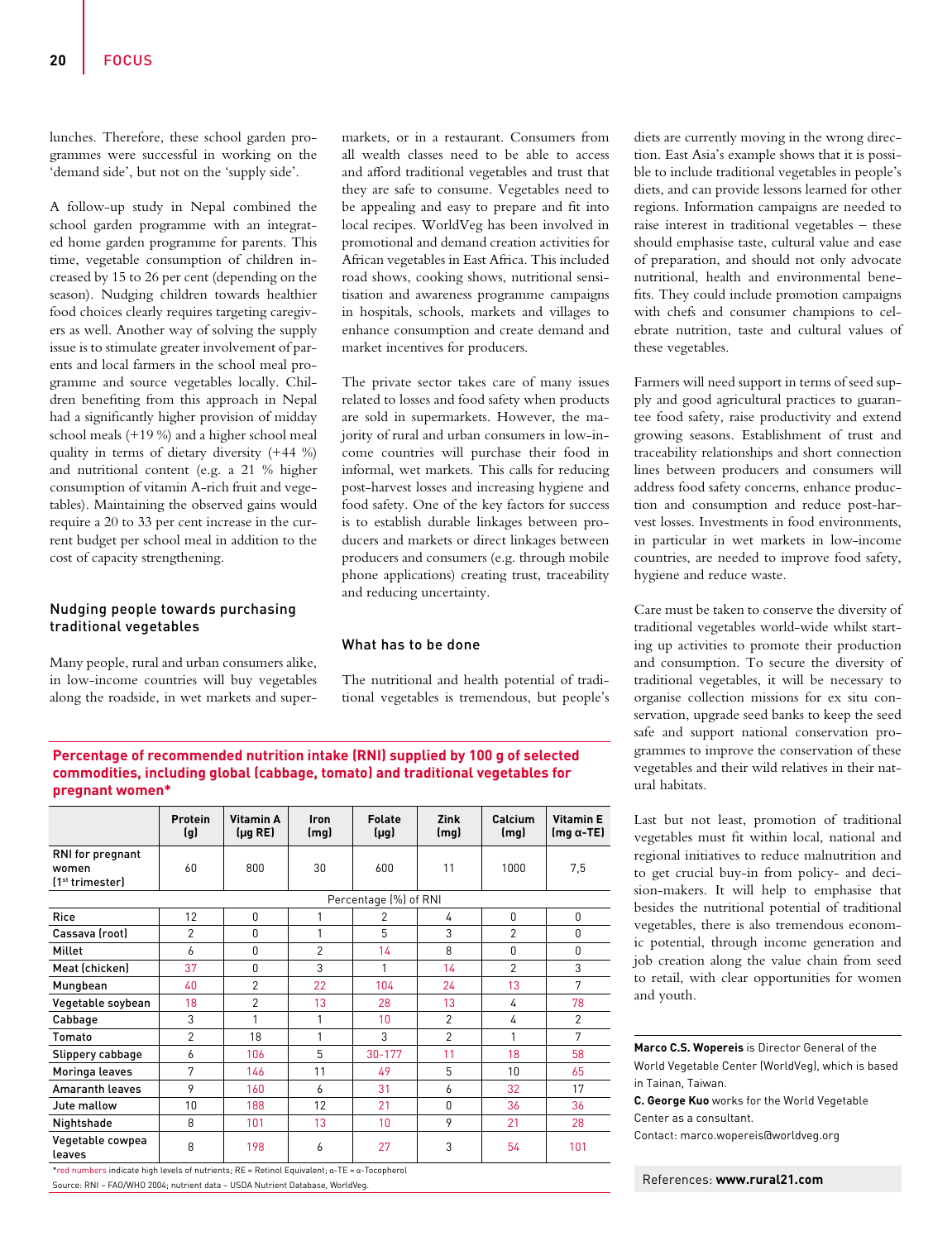lunches. Therefore, these school garden programmes were successful in working on the 'demand side', but not on the 'supply side'.

A follow-up study in Nepal combined the school garden programme with an integrated home garden programme for parents. This time, vegetable consumption of children increased by 15 to 26 per cent (depending on the season). Nudging children towards healthier food choices clearly requires targeting caregivers as well. Another way of solving the supply issue is to stimulate greater involvement of parents and local farmers in the school meal programme and source vegetables locally. Children benefiting from this approach in Nepal had a significantly higher provision of midday school meals (+19 %) and a higher school meal quality in terms of dietary diversity (+44 %) and nutritional content (e.g. a 21 % higher consumption of vitamin A-rich fruit and vegetables). Maintaining the observed gains would require a 20 to 33 per cent increase in the current budget per school meal in addition to the cost of capacity strengthening.

### Nudging people towards purchasing traditional vegetables

Many people, rural and urban consumers alike, in low-income countries will buy vegetables along the roadside, in wet markets and supermarkets, or in a restaurant. Consumers from all wealth classes need to be able to access and afford traditional vegetables and trust that they are safe to consume. Vegetables need to be appealing and easy to prepare and fit into local recipes. WorldVeg has been involved in promotional and demand creation activities for African vegetables in East Africa. This included road shows, cooking shows, nutritional sensitisation and awareness programme campaigns in hospitals, schools, markets and villages to enhance consumption and create demand and market incentives for producers.

The private sector takes care of many issues related to losses and food safety when products are sold in supermarkets. However, the majority of rural and urban consumers in low-income countries will purchase their food in informal, wet markets. This calls for reducing post-harvest losses and increasing hygiene and food safety. One of the key factors for success is to establish durable linkages between producers and markets or direct linkages between producers and consumers (e.g. through mobile phone applications) creating trust, traceability and reducing uncertainty.

### What has to be done

The nutritional and health potential of traditional vegetables is tremendous, but people's diets are currently moving in the wrong direction. East Asia's example shows that it is possible to include traditional vegetables in people's diets, and can provide lessons learned for other regions. Information campaigns are needed to raise interest in traditional vegetables – these should emphasise taste, cultural value and ease of preparation, and should not only advocate nutritional, health and environmental benefits. They could include promotion campaigns with chefs and consumer champions to celebrate nutrition, taste and cultural values of these vegetables.

Farmers will need support in terms of seed supply and good agricultural practices to guarantee food safety, raise productivity and extend growing seasons. Establishment of trust and traceability relationships and short connection lines between producers and consumers will address food safety concerns, enhance production and consumption and reduce post-harvest losses. Investments in food environments, in particular in wet markets in low-income countries, are needed to improve food safety, hygiene and reduce waste.

Care must be taken to conserve the diversity of traditional vegetables world-wide whilst starting up activities to promote their production and consumption. To secure the diversity of traditional vegetables, it will be necessary to organise collection missions for ex situ conservation, upgrade seed banks to keep the seed safe and support national conservation programmes to improve the conservation of these vegetables and their wild relatives in their natural habitats.

Last but not least, promotion of traditional vegetables must fit within local, national and regional initiatives to reduce malnutrition and to get crucial buy-in from policy- and decision-makers. It will help to emphasise that besides the nutritional potential of traditional vegetables, there is also tremendous economic potential, through income generation and job creation along the value chain from seed to retail, with clear opportunities for women and youth.

**Percentage of recommended nutrition intake (RNI) supplied by 100 g of selected commodities, including global (cabbage, tomato) and traditional vegetables for pregnant women***

| | Protein (g) | Vitamin A (µg RE) | Iron (mg) | Folate (µg) | Zink (mg) | Calcium (mg) | Vitamin E (mg α-TE) |
|---|---|---|---|---|---|---|---|
| RNI for pregnant women (1st trimester) | 60 | 800 | 30 | 600 | 11 | 1000 | 7,5 |
| | Percentage (%) of RNI | | | | | | |
| Rice | 12 | 0 | 1 | 2 | 4 | 0 | 0 |
| Cassava (root) | 2 | 0 | 1 | 5 | 3 | 2 | 0 |
| Millet | 6 | 0 | 2 | 14 | 8 | 0 | 0 |
| Meat (chicken) | 37 | 0 | 3 | 1 | 14 | 2 | 3 |
| Mungbean | 40 | 2 | 22 | 104 | 24 | 13 | 7 |
| Vegetable soybean | 18 | 2 | 13 | 28 | 13 | 4 | 78 |
| Cabbage | 3 | 1 | 1 | 10 | 2 | 4 | 2 |
| Tomato | 2 | 18 | 1 | 3 | 2 | 1 | 7 |
| Slippery cabbage | 6 | 106 | 5 | 30-177 | 11 | 18 | 58 |
| Moringa leaves | 7 | 146 | 11 | 49 | 5 | 10 | 65 |
| Amaranth leaves | 9 | 160 | 6 | 31 | 6 | 32 | 17 |
| Jute mallow | 10 | 188 | 12 | 21 | 0 | 36 | 36 |
| Nightshade | 8 | 101 | 13 | 10 | 9 | 21 | 28 |
| Vegetable cowpea leaves | 8 | 198 | 6 | 27 | 3 | 54 | 101 |

*red numbers indicate high levels of nutrients; RE = Retinol Equivalent; α-TE = α-Tocopherol

Source: RNI – FAO/WHO 2004; nutrient data – USDA Nutrient Database, WorldVeg.

**Marco C.S. Wopereis** is Director General of the World Vegetable Center (WorldVeg), which is based in Tainan, Taiwan.

**C. George Kuo** works for the World Vegetable Center as a consultant.

Contact: marco.wopereis@worldveg.org

References: **www.rural21.com**